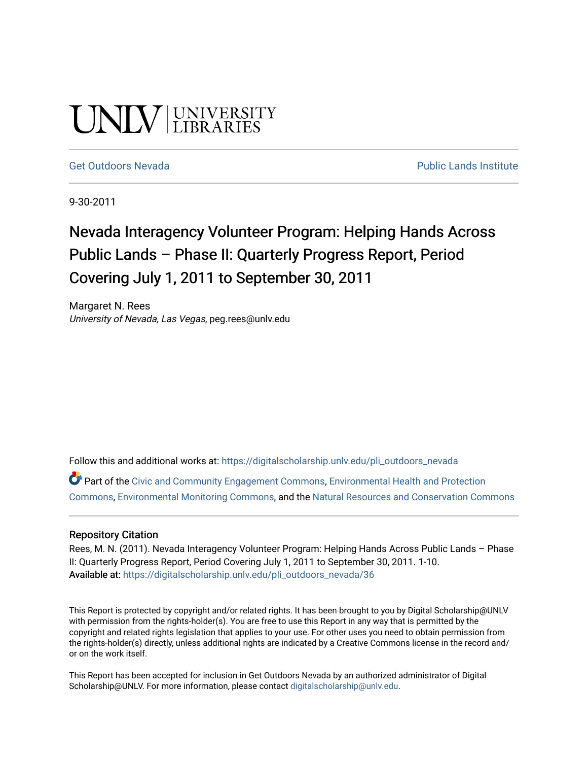UNLV | UNIVERSITY LIBRARIES

Get Outdoors Nevada — Public Lands Institute

9-30-2011

# Nevada Interagency Volunteer Program: Helping Hands Across Public Lands – Phase II: Quarterly Progress Report, Period Covering July 1, 2011 to September 30, 2011

Margaret N. Rees
*University of Nevada, Las Vegas*, peg.rees@unlv.edu

Follow this and additional works at: https://digitalscholarship.unlv.edu/pli_outdoors_nevada

Part of the Civic and Community Engagement Commons, Environmental Health and Protection Commons, Environmental Monitoring Commons, and the Natural Resources and Conservation Commons

## Repository Citation

Rees, M. N. (2011). Nevada Interagency Volunteer Program: Helping Hands Across Public Lands – Phase II: Quarterly Progress Report, Period Covering July 1, 2011 to September 30, 2011. 1-10.
**Available at:** https://digitalscholarship.unlv.edu/pli_outdoors_nevada/36

This Report is protected by copyright and/or related rights. It has been brought to you by Digital Scholarship@UNLV with permission from the rights-holder(s). You are free to use this Report in any way that is permitted by the copyright and related rights legislation that applies to your use. For other uses you need to obtain permission from the rights-holder(s) directly, unless additional rights are indicated by a Creative Commons license in the record and/or on the work itself.

This Report has been accepted for inclusion in Get Outdoors Nevada by an authorized administrator of Digital Scholarship@UNLV. For more information, please contact digitalscholarship@unlv.edu.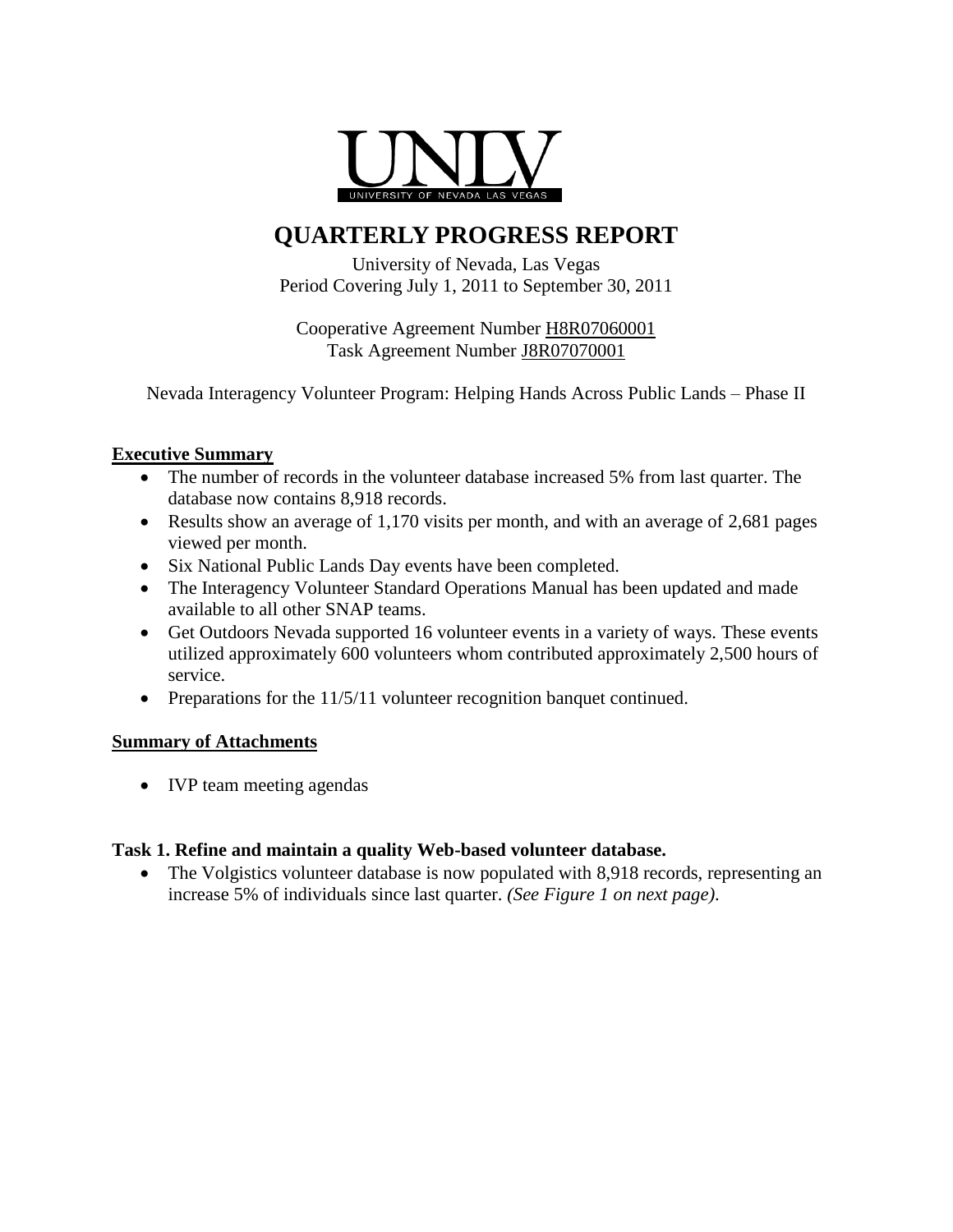# QUARTERLY PROGRESS REPORT

University of Nevada, Las Vegas
Period Covering July 1, 2011 to September 30, 2011

Cooperative Agreement Number H8R07060001
Task Agreement Number J8R07070001

Nevada Interagency Volunteer Program: Helping Hands Across Public Lands – Phase II

## Executive Summary

- The number of records in the volunteer database increased 5% from last quarter. The database now contains 8,918 records.
- Results show an average of 1,170 visits per month, and with an average of 2,681 pages viewed per month.
- Six National Public Lands Day events have been completed.
- The Interagency Volunteer Standard Operations Manual has been updated and made available to all other SNAP teams.
- Get Outdoors Nevada supported 16 volunteer events in a variety of ways. These events utilized approximately 600 volunteers whom contributed approximately 2,500 hours of service.
- Preparations for the 11/5/11 volunteer recognition banquet continued.

## Summary of Attachments

- IVP team meeting agendas

### Task 1. Refine and maintain a quality Web-based volunteer database.

- The Volgistics volunteer database is now populated with 8,918 records, representing an increase 5% of individuals since last quarter. *(See Figure 1 on next page).*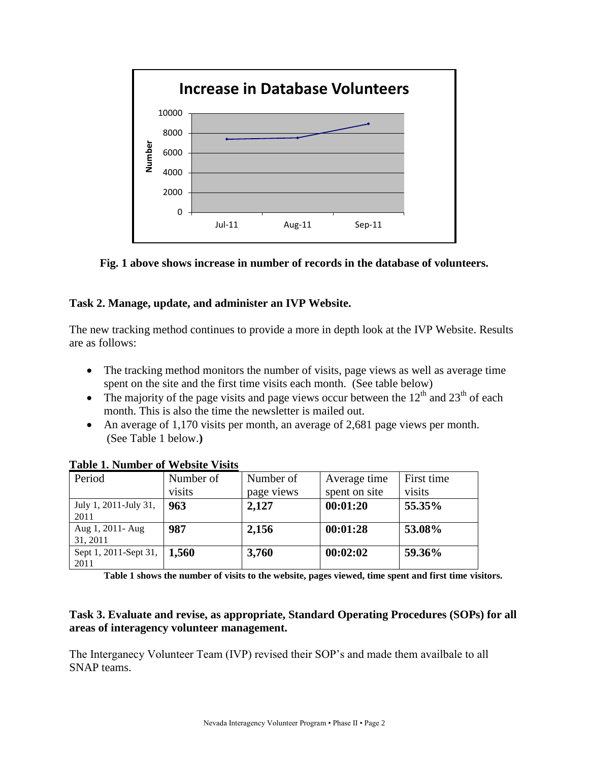**Increase in Database Volunteers**

**Fig. 1 above shows increase in number of records in the database of volunteers.**

**Task 2. Manage, update, and administer an IVP Website.**

The new tracking method continues to provide a more in depth look at the IVP Website. Results are as follows:

- The tracking method monitors the number of visits, page views as well as average time spent on the site and the first time visits each month. (See table below)
- The majority of the page visits and page views occur between the 12th and 23th of each month. This is also the time the newsletter is mailed out.
- An average of 1,170 visits per month, an average of 2,681 page views per month. (See Table 1 below.**)**

**Table 1. Number of Website Visits**

| Period | Number of visits | Number of page views | Average time spent on site | First time visits |
|---|---|---|---|---|
| July 1, 2011-July 31, 2011 | **963** | **2,127** | **00:01:20** | **55.35%** |
| Aug 1, 2011- Aug 31, 2011 | **987** | **2,156** | **00:01:28** | **53.08%** |
| Sept 1, 2011-Sept 31, 2011 | **1,560** | **3,760** | **00:02:02** | **59.36%** |

**Table 1 shows the number of visits to the website, pages viewed, time spent and first time visitors.**

**Task 3. Evaluate and revise, as appropriate, Standard Operating Procedures (SOPs) for all areas of interagency volunteer management.**

The Interganecy Volunteer Team (IVP) revised their SOP's and made them availbale to all SNAP teams.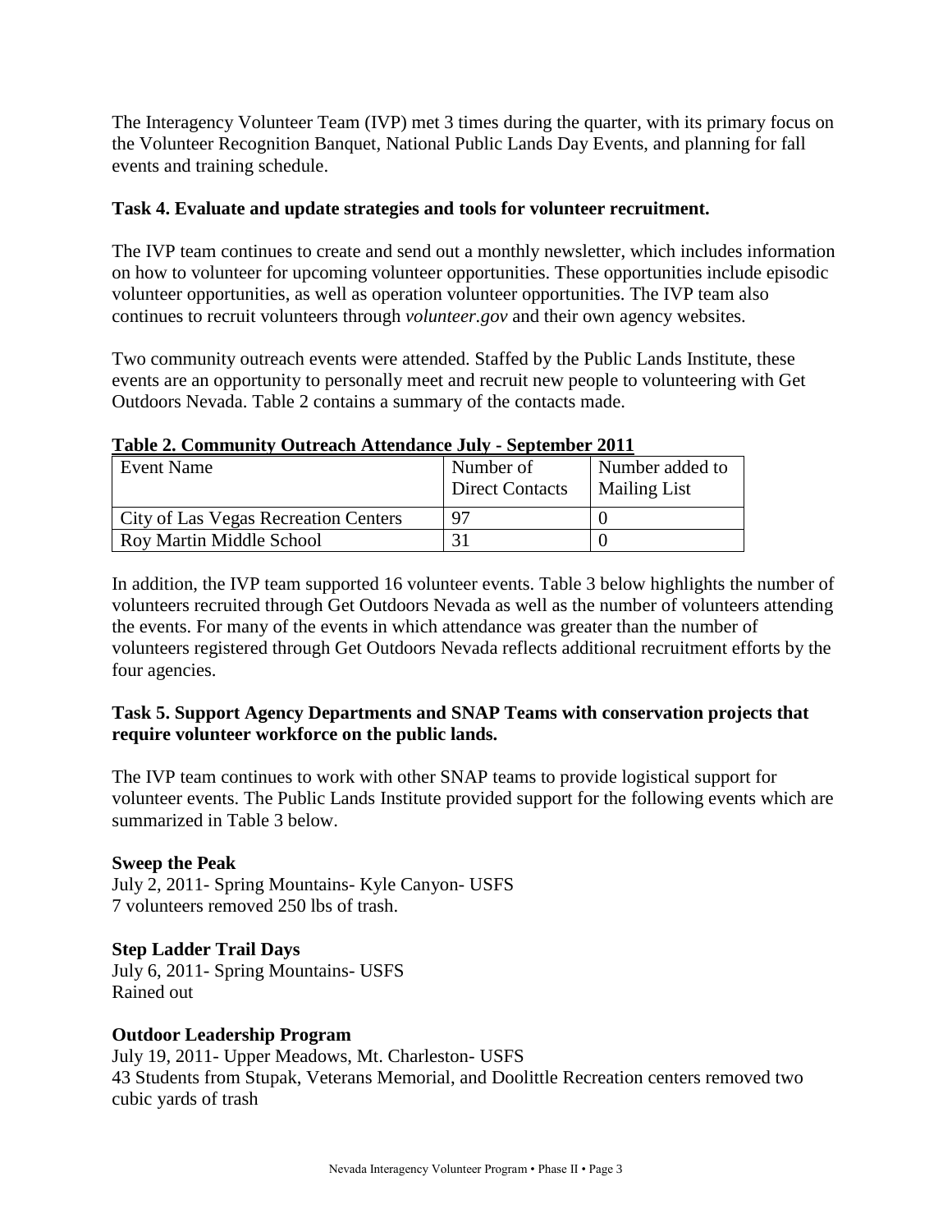The Interagency Volunteer Team (IVP) met 3 times during the quarter, with its primary focus on the Volunteer Recognition Banquet, National Public Lands Day Events, and planning for fall events and training schedule.

**Task 4. Evaluate and update strategies and tools for volunteer recruitment.**

The IVP team continues to create and send out a monthly newsletter, which includes information on how to volunteer for upcoming volunteer opportunities. These opportunities include episodic volunteer opportunities, as well as operation volunteer opportunities. The IVP team also continues to recruit volunteers through *volunteer.gov* and their own agency websites.

Two community outreach events were attended. Staffed by the Public Lands Institute, these events are an opportunity to personally meet and recruit new people to volunteering with Get Outdoors Nevada. Table 2 contains a summary of the contacts made.

**Table 2. Community Outreach Attendance July - September 2011**

| Event Name | Number of Direct Contacts | Number added to Mailing List |
|---|---|---|
| City of Las Vegas Recreation Centers | 97 | 0 |
| Roy Martin Middle School | 31 | 0 |

In addition, the IVP team supported 16 volunteer events. Table 3 below highlights the number of volunteers recruited through Get Outdoors Nevada as well as the number of volunteers attending the events. For many of the events in which attendance was greater than the number of volunteers registered through Get Outdoors Nevada reflects additional recruitment efforts by the four agencies.

**Task 5. Support Agency Departments and SNAP Teams with conservation projects that require volunteer workforce on the public lands.**

The IVP team continues to work with other SNAP teams to provide logistical support for volunteer events. The Public Lands Institute provided support for the following events which are summarized in Table 3 below.

**Sweep the Peak**
July 2, 2011- Spring Mountains- Kyle Canyon- USFS
7 volunteers removed 250 lbs of trash.

**Step Ladder Trail Days**
July 6, 2011- Spring Mountains- USFS
Rained out

**Outdoor Leadership Program**
July 19, 2011- Upper Meadows, Mt. Charleston- USFS
43 Students from Stupak, Veterans Memorial, and Doolittle Recreation centers removed two cubic yards of trash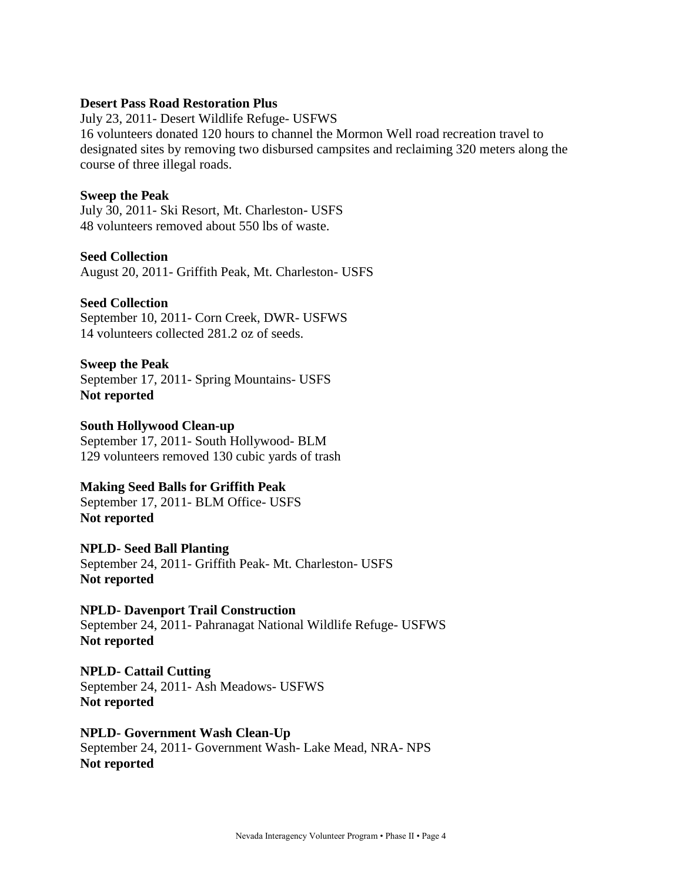**Desert Pass Road Restoration Plus**

July 23, 2011- Desert Wildlife Refuge- USFWS

16 volunteers donated 120 hours to channel the Mormon Well road recreation travel to designated sites by removing two disbursed campsites and reclaiming 320 meters along the course of three illegal roads.

**Sweep the Peak**

July 30, 2011- Ski Resort, Mt. Charleston- USFS

48 volunteers removed about 550 lbs of waste.

**Seed Collection**

August 20, 2011- Griffith Peak, Mt. Charleston- USFS

**Seed Collection**

September 10, 2011- Corn Creek, DWR- USFWS

14 volunteers collected 281.2 oz of seeds.

**Sweep the Peak**

September 17, 2011- Spring Mountains- USFS

**Not reported**

**South Hollywood Clean-up**

September 17, 2011- South Hollywood- BLM

129 volunteers removed 130 cubic yards of trash

**Making Seed Balls for Griffith Peak**

September 17, 2011- BLM Office- USFS

**Not reported**

**NPLD- Seed Ball Planting**

September 24, 2011- Griffith Peak- Mt. Charleston- USFS

**Not reported**

**NPLD- Davenport Trail Construction**

September 24, 2011- Pahranagat National Wildlife Refuge- USFWS

**Not reported**

**NPLD- Cattail Cutting**

September 24, 2011- Ash Meadows- USFWS

**Not reported**

**NPLD- Government Wash Clean-Up**

September 24, 2011- Government Wash- Lake Mead, NRA- NPS

**Not reported**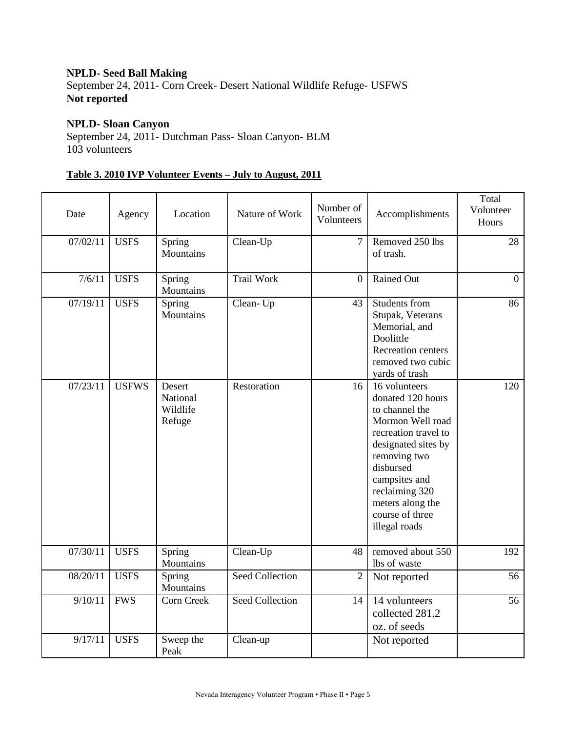**NPLD- Seed Ball Making**
September 24, 2011- Corn Creek- Desert National Wildlife Refuge- USFWS
**Not reported**

**NPLD- Sloan Canyon**
September 24, 2011- Dutchman Pass- Sloan Canyon- BLM
103 volunteers

**Table 3. 2010 IVP Volunteer Events – July to August, 2011**

| Date | Agency | Location | Nature of Work | Number of Volunteers | Accomplishments | Total Volunteer Hours |
|---|---|---|---|---|---|---|
| 07/02/11 | USFS | Spring Mountains | Clean-Up | 7 | Removed 250 lbs of trash. | 28 |
| 7/6/11 | USFS | Spring Mountains | Trail Work | 0 | Rained Out | 0 |
| 07/19/11 | USFS | Spring Mountains | Clean- Up | 43 | Students from Stupak, Veterans Memorial, and Doolittle Recreation centers removed two cubic yards of trash | 86 |
| 07/23/11 | USFWS | Desert National Wildlife Refuge | Restoration | 16 | 16 volunteers donated 120 hours to channel the Mormon Well road recreation travel to designated sites by removing two disbursed campsites and reclaiming 320 meters along the course of three illegal roads | 120 |
| 07/30/11 | USFS | Spring Mountains | Clean-Up | 48 | removed about 550 lbs of waste | 192 |
| 08/20/11 | USFS | Spring Mountains | Seed Collection | 2 | Not reported | 56 |
| 9/10/11 | FWS | Corn Creek | Seed Collection | 14 | 14 volunteers collected 281.2 oz. of seeds | 56 |
| 9/17/11 | USFS | Sweep the Peak | Clean-up | | Not reported | |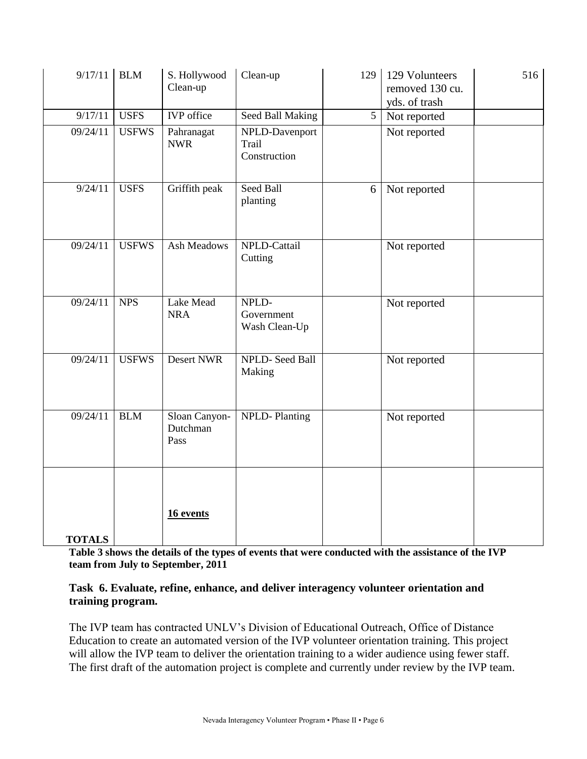| | | | | | | |
|---|---|---|---|---|---|---|
| 9/17/11 | BLM | S. Hollywood Clean-up | Clean-up | 129 | 129 Volunteers removed 130 cu. yds. of trash | 516 |
| 9/17/11 | USFS | IVP office | Seed Ball Making | 5 | Not reported | |
| 09/24/11 | USFWS | Pahranagat NWR | NPLD-Davenport Trail Construction | | Not reported | |
| 9/24/11 | USFS | Griffith peak | Seed Ball planting | 6 | Not reported | |
| 09/24/11 | USFWS | Ash Meadows | NPLD-Cattail Cutting | | Not reported | |
| 09/24/11 | NPS | Lake Mead NRA | NPLD- Government Wash Clean-Up | | Not reported | |
| 09/24/11 | USFWS | Desert NWR | NPLD- Seed Ball Making | | Not reported | |
| 09/24/11 | BLM | Sloan Canyon-Dutchman Pass | NPLD- Planting | | Not reported | |
| **TOTALS** | | **16 events** | | | | |

**Table 3 shows the details of the types of events that were conducted with the assistance of the IVP team from July to September, 2011**

### Task 6. Evaluate, refine, enhance, and deliver interagency volunteer orientation and training program.

The IVP team has contracted UNLV's Division of Educational Outreach, Office of Distance Education to create an automated version of the IVP volunteer orientation training. This project will allow the IVP team to deliver the orientation training to a wider audience using fewer staff. The first draft of the automation project is complete and currently under review by the IVP team.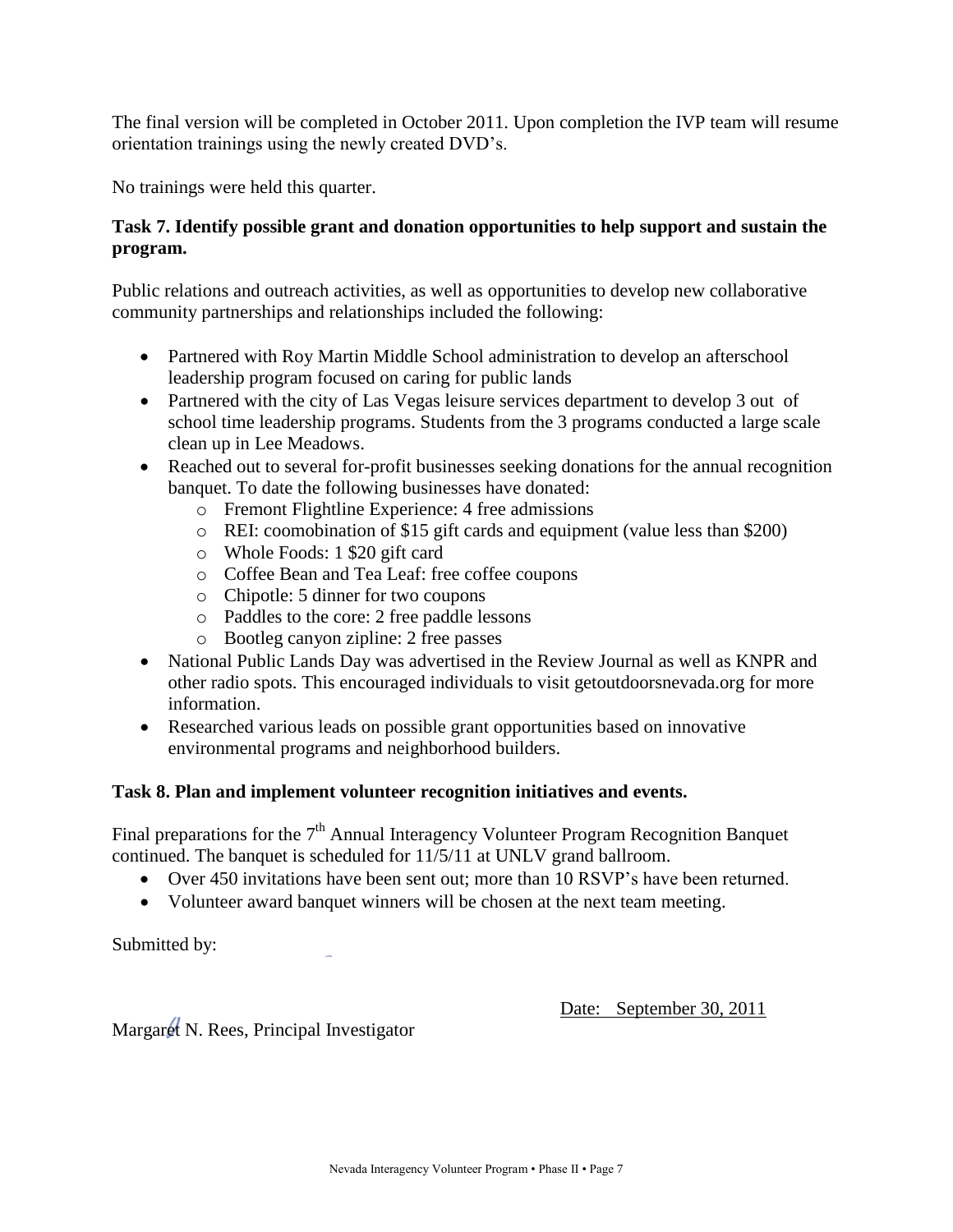The final version will be completed in October 2011. Upon completion the IVP team will resume orientation trainings using the newly created DVD's.

No trainings were held this quarter.

**Task 7. Identify possible grant and donation opportunities to help support and sustain the program.**

Public relations and outreach activities, as well as opportunities to develop new collaborative community partnerships and relationships included the following:

- Partnered with Roy Martin Middle School administration to develop an afterschool leadership program focused on caring for public lands
- Partnered with the city of Las Vegas leisure services department to develop 3 out of school time leadership programs. Students from the 3 programs conducted a large scale clean up in Lee Meadows.
- Reached out to several for-profit businesses seeking donations for the annual recognition banquet. To date the following businesses have donated:
  - Fremont Flightline Experience: 4 free admissions
  - REI: coomobination of $15 gift cards and equipment (value less than $200)
  - Whole Foods: 1 $20 gift card
  - Coffee Bean and Tea Leaf: free coffee coupons
  - Chipotle: 5 dinner for two coupons
  - Paddles to the core: 2 free paddle lessons
  - Bootleg canyon zipline: 2 free passes
- National Public Lands Day was advertised in the Review Journal as well as KNPR and other radio spots. This encouraged individuals to visit getoutdoorsnevada.org for more information.
- Researched various leads on possible grant opportunities based on innovative environmental programs and neighborhood builders.

**Task 8. Plan and implement volunteer recognition initiatives and events.**

Final preparations for the 7th Annual Interagency Volunteer Program Recognition Banquet continued. The banquet is scheduled for 11/5/11 at UNLV grand ballroom.

- Over 450 invitations have been sent out; more than 10 RSVP's have been returned.
- Volunteer award banquet winners will be chosen at the next team meeting.

Submitted by:

Date: September 30, 2011

Margaret N. Rees, Principal Investigator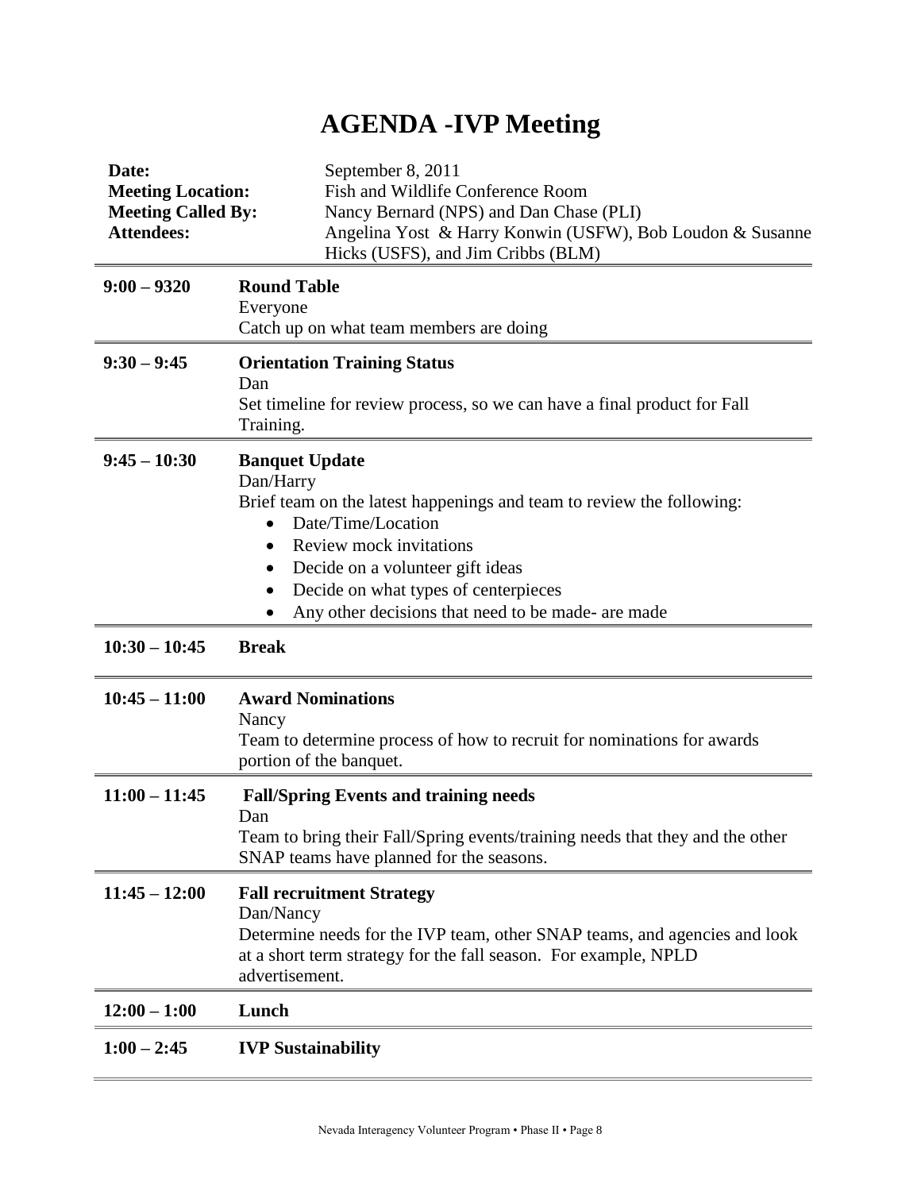# AGENDA -IVP Meeting

**Date:** September 8, 2011
**Meeting Location:** Fish and Wildlife Conference Room
**Meeting Called By:** Nancy Bernard (NPS) and Dan Chase (PLI)
**Attendees:** Angelina Yost & Harry Konwin (USFW), Bob Loudon & Susanne Hicks (USFS), and Jim Cribbs (BLM)

---

**9:00 – 9320** **Round Table**
Everyone
Catch up on what team members are doing

---

**9:30 – 9:45** **Orientation Training Status**
Dan
Set timeline for review process, so we can have a final product for Fall Training.

---

**9:45 – 10:30** **Banquet Update**
Dan/Harry
Brief team on the latest happenings and team to review the following:

- Date/Time/Location
- Review mock invitations
- Decide on a volunteer gift ideas
- Decide on what types of centerpieces
- Any other decisions that need to be made- are made

---

**10:30 – 10:45** **Break**

---

**10:45 – 11:00** **Award Nominations**
Nancy
Team to determine process of how to recruit for nominations for awards portion of the banquet.

---

**11:00 – 11:45** **Fall/Spring Events and training needs**
Dan
Team to bring their Fall/Spring events/training needs that they and the other SNAP teams have planned for the seasons.

---

**11:45 – 12:00** **Fall recruitment Strategy**
Dan/Nancy
Determine needs for the IVP team, other SNAP teams, and agencies and look at a short term strategy for the fall season. For example, NPLD advertisement.

---

**12:00 – 1:00** **Lunch**

---

**1:00 – 2:45** **IVP Sustainability**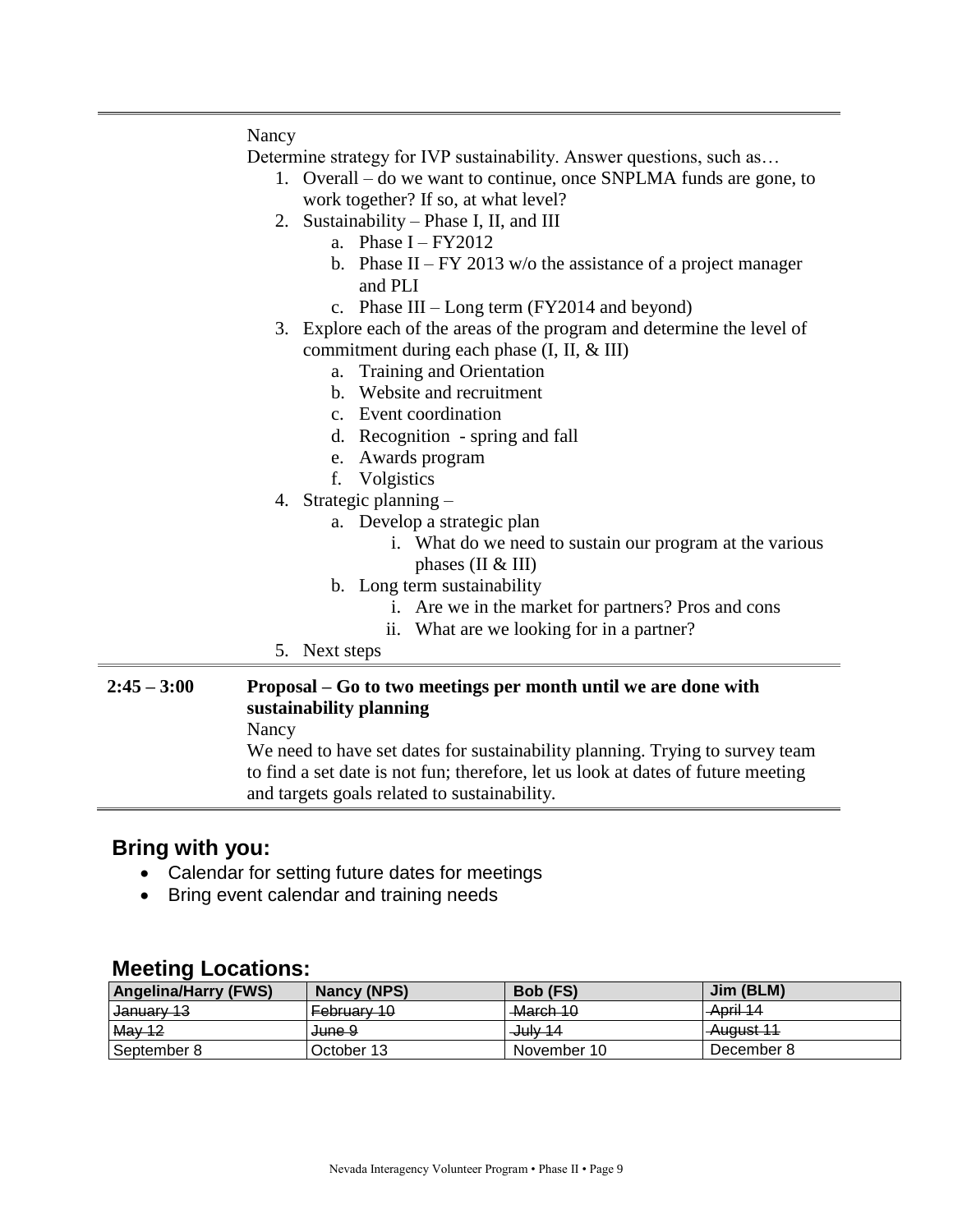| | |
|---|---|
| | Nancy<br>Determine strategy for IVP sustainability. Answer questions, such as…<br>1. Overall – do we want to continue, once SNPLMA funds are gone, to work together? If so, at what level?<br>2. Sustainability – Phase I, II, and III<br>a. Phase I – FY2012<br>b. Phase II – FY 2013 w/o the assistance of a project manager and PLI<br>c. Phase III – Long term (FY2014 and beyond)<br>3. Explore each of the areas of the program and determine the level of commitment during each phase (I, II, & III)<br>a. Training and Orientation<br>b. Website and recruitment<br>c. Event coordination<br>d. Recognition - spring and fall<br>e. Awards program<br>f. Volgistics<br>4. Strategic planning –<br>a. Develop a strategic plan<br>i. What do we need to sustain our program at the various phases (II & III)<br>b. Long term sustainability<br>i. Are we in the market for partners? Pros and cons<br>ii. What are we looking for in a partner?<br>5. Next steps |
| **2:45 – 3:00** | **Proposal – Go to two meetings per month until we are done with sustainability planning**<br>Nancy<br>We need to have set dates for sustainability planning. Trying to survey team to find a set date is not fun; therefore, let us look at dates of future meeting and targets goals related to sustainability. |

## Bring with you:

- Calendar for setting future dates for meetings
- Bring event calendar and training needs

## Meeting Locations:

| Angelina/Harry (FWS) | Nancy (NPS) | Bob (FS) | Jim (BLM) |
|---|---|---|---|
| ~~January 13~~ | ~~February 10~~ | ~~March 10~~ | ~~April 14~~ |
| ~~May 12~~ | ~~June 9~~ | ~~July 14~~ | ~~August 11~~ |
| September 8 | October 13 | November 10 | December 8 |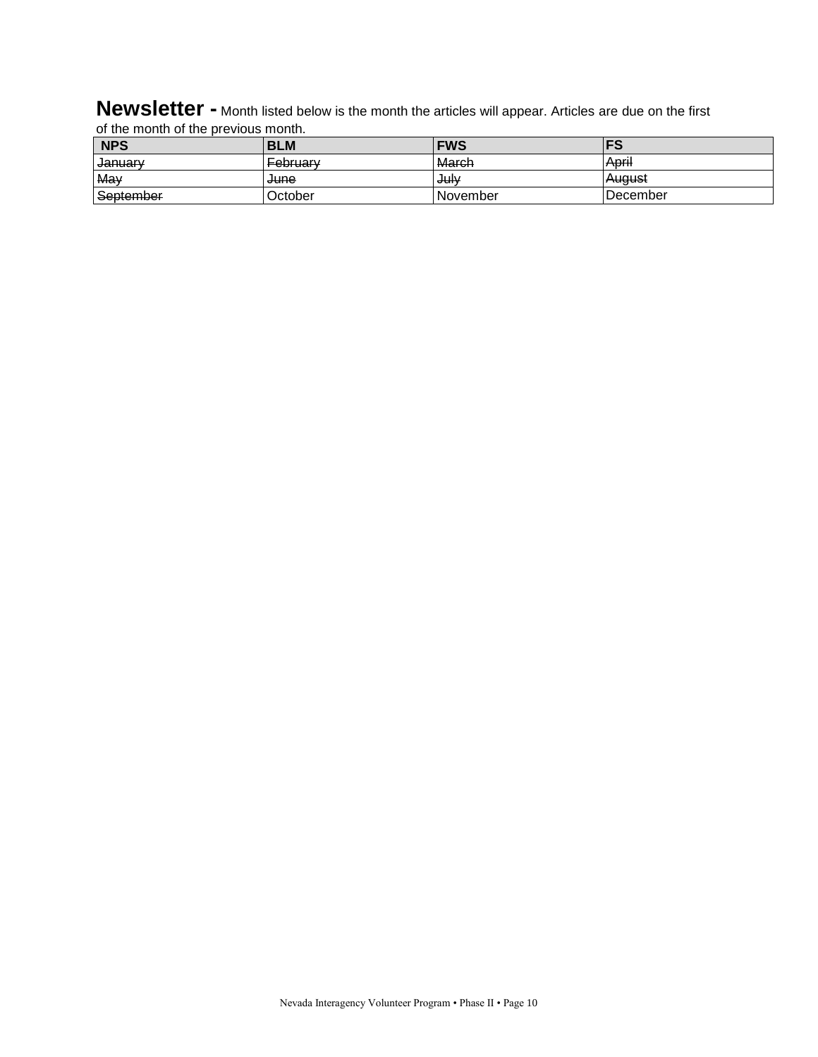**Newsletter -** Month listed below is the month the articles will appear. Articles are due on the first of the month of the previous month.

| NPS | BLM | FWS | FS |
|---|---|---|---|
| ~~January~~ | ~~February~~ | ~~March~~ | ~~April~~ |
| ~~May~~ | ~~June~~ | ~~July~~ | ~~August~~ |
| ~~September~~ | October | November | December |